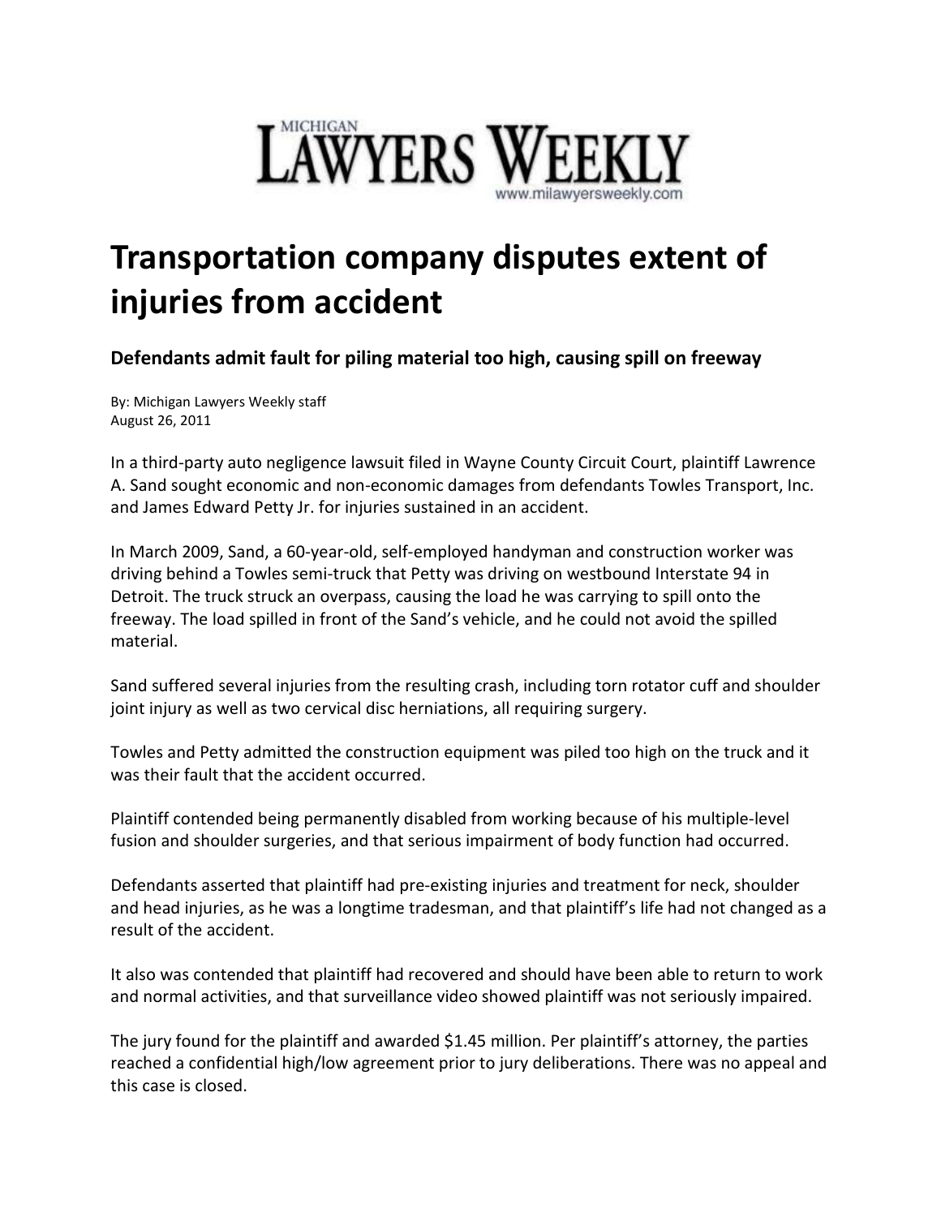MICHIGAN LAWYERS WEEKLY
www.milawyersweekly.com

# Transportation company disputes extent of injuries from accident

## Defendants admit fault for piling material too high, causing spill on freeway

By: Michigan Lawyers Weekly staff
August 26, 2011

In a third-party auto negligence lawsuit filed in Wayne County Circuit Court, plaintiff Lawrence A. Sand sought economic and non-economic damages from defendants Towles Transport, Inc. and James Edward Petty Jr. for injuries sustained in an accident.

In March 2009, Sand, a 60-year-old, self-employed handyman and construction worker was driving behind a Towles semi-truck that Petty was driving on westbound Interstate 94 in Detroit. The truck struck an overpass, causing the load he was carrying to spill onto the freeway. The load spilled in front of the Sand's vehicle, and he could not avoid the spilled material.

Sand suffered several injuries from the resulting crash, including torn rotator cuff and shoulder joint injury as well as two cervical disc herniations, all requiring surgery.

Towles and Petty admitted the construction equipment was piled too high on the truck and it was their fault that the accident occurred.

Plaintiff contended being permanently disabled from working because of his multiple-level fusion and shoulder surgeries, and that serious impairment of body function had occurred.

Defendants asserted that plaintiff had pre-existing injuries and treatment for neck, shoulder and head injuries, as he was a longtime tradesman, and that plaintiff's life had not changed as a result of the accident.

It also was contended that plaintiff had recovered and should have been able to return to work and normal activities, and that surveillance video showed plaintiff was not seriously impaired.

The jury found for the plaintiff and awarded $1.45 million. Per plaintiff's attorney, the parties reached a confidential high/low agreement prior to jury deliberations. There was no appeal and this case is closed.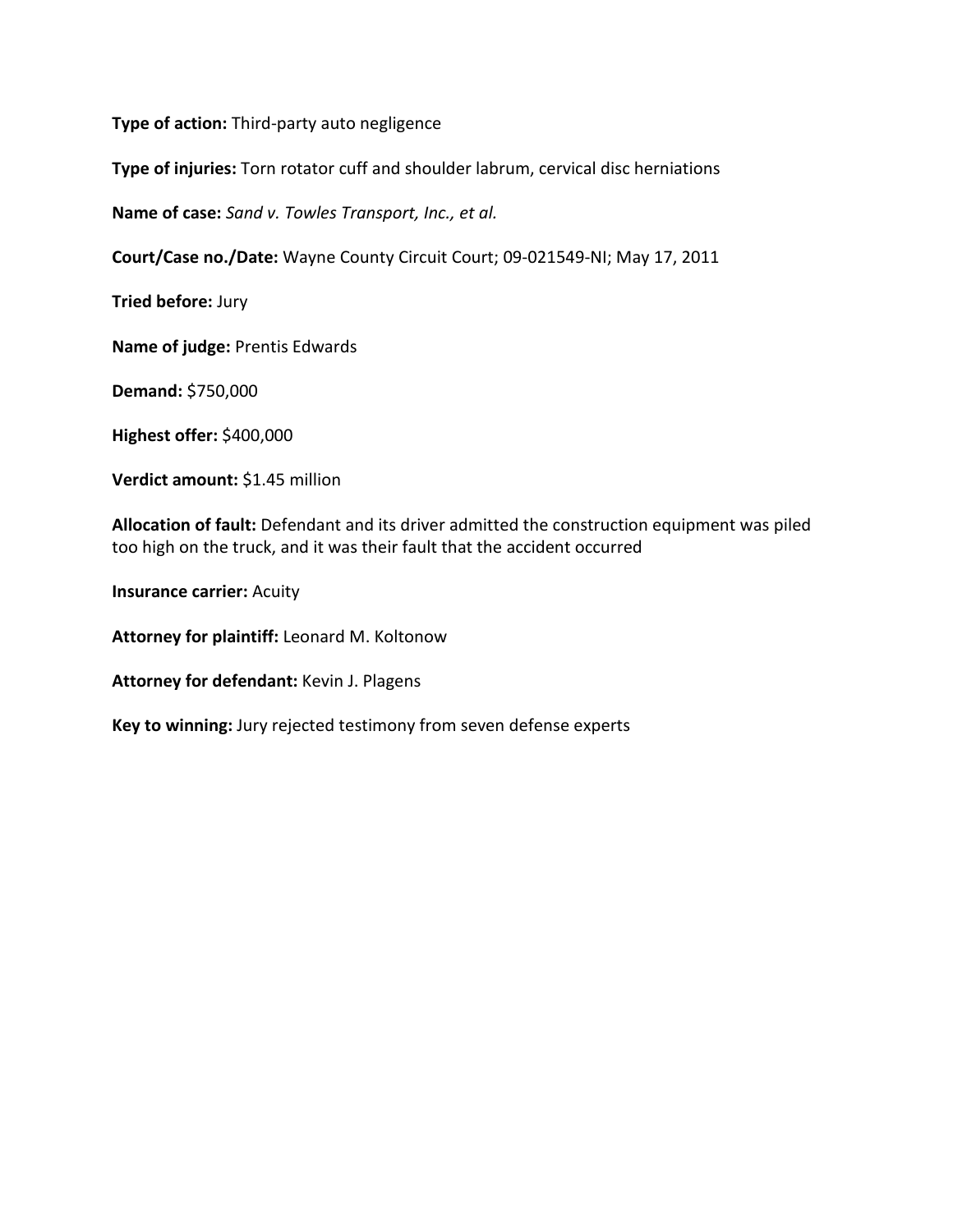**Type of action:** Third-party auto negligence

**Type of injuries:** Torn rotator cuff and shoulder labrum, cervical disc herniations

**Name of case:** *Sand v. Towles Transport, Inc., et al.*

**Court/Case no./Date:** Wayne County Circuit Court; 09-021549-NI; May 17, 2011

**Tried before:** Jury

**Name of judge:** Prentis Edwards

**Demand:** $750,000

**Highest offer:** $400,000

**Verdict amount:** $1.45 million

**Allocation of fault:** Defendant and its driver admitted the construction equipment was piled too high on the truck, and it was their fault that the accident occurred

**Insurance carrier:** Acuity

**Attorney for plaintiff:** Leonard M. Koltonow

**Attorney for defendant:** Kevin J. Plagens

**Key to winning:** Jury rejected testimony from seven defense experts